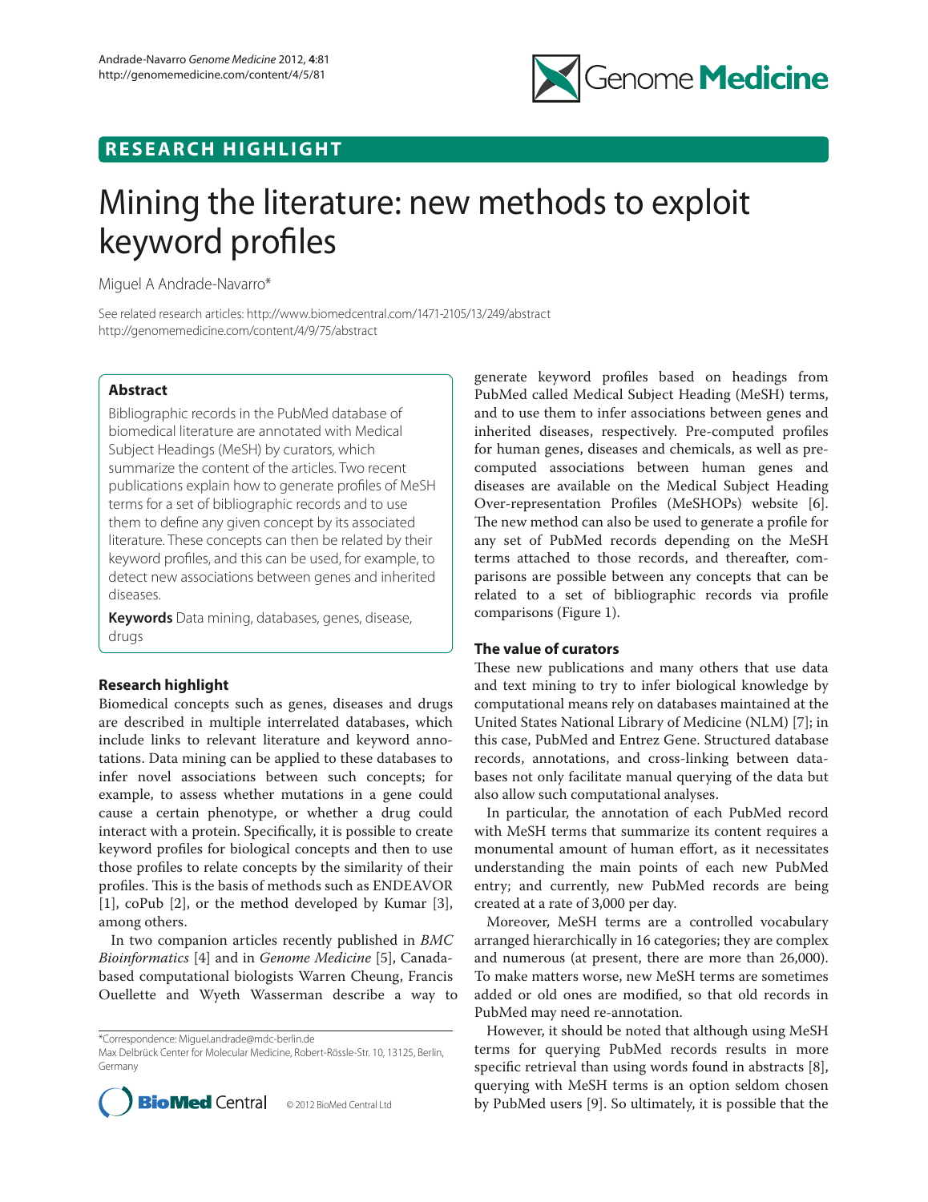RESEARCH HIGHLIGHT

# Mining the literature: new methods to exploit keyword profiles

Miguel A Andrade-Navarro*

See related research articles: http://www.biomedcentral.com/1471-2105/13/249/abstract
http://genomemedicine.com/content/4/9/75/abstract

## Abstract

Bibliographic records in the PubMed database of biomedical literature are annotated with Medical Subject Headings (MeSH) by curators, which summarize the content of the articles. Two recent publications explain how to generate profiles of MeSH terms for a set of bibliographic records and to use them to define any given concept by its associated literature. These concepts can then be related by their keyword profiles, and this can be used, for example, to detect new associations between genes and inherited diseases.

**Keywords** Data mining, databases, genes, disease, drugs

## Research highlight

Biomedical concepts such as genes, diseases and drugs are described in multiple interrelated databases, which include links to relevant literature and keyword annotations. Data mining can be applied to these databases to infer novel associations between such concepts; for example, to assess whether mutations in a gene could cause a certain phenotype, or whether a drug could interact with a protein. Specifically, it is possible to create keyword profiles for biological concepts and then to use those profiles to relate concepts by the similarity of their profiles. This is the basis of methods such as ENDEAVOR [1], coPub [2], or the method developed by Kumar [3], among others.

In two companion articles recently published in *BMC Bioinformatics* [4] and in *Genome Medicine* [5], Canada-based computational biologists Warren Cheung, Francis Ouellette and Wyeth Wasserman describe a way to generate keyword profiles based on headings from PubMed called Medical Subject Heading (MeSH) terms, and to use them to infer associations between genes and inherited diseases, respectively. Pre-computed profiles for human genes, diseases and chemicals, as well as pre-computed associations between human genes and diseases are available on the Medical Subject Heading Over-representation Profiles (MeSHOPs) website [6]. The new method can also be used to generate a profile for any set of PubMed records depending on the MeSH terms attached to those records, and thereafter, comparisons are possible between any concepts that can be related to a set of bibliographic records via profile comparisons (Figure 1).

## The value of curators

These new publications and many others that use data and text mining to try to infer biological knowledge by computational means rely on databases maintained at the United States National Library of Medicine (NLM) [7]; in this case, PubMed and Entrez Gene. Structured database records, annotations, and cross-linking between databases not only facilitate manual querying of the data but also allow such computational analyses.

In particular, the annotation of each PubMed record with MeSH terms that summarize its content requires a monumental amount of human effort, as it necessitates understanding the main points of each new PubMed entry; and currently, new PubMed records are being created at a rate of 3,000 per day.

Moreover, MeSH terms are a controlled vocabulary arranged hierarchically in 16 categories; they are complex and numerous (at present, there are more than 26,000). To make matters worse, new MeSH terms are sometimes added or old ones are modified, so that old records in PubMed may need re-annotation.

However, it should be noted that although using MeSH terms for querying PubMed records results in more specific retrieval than using words found in abstracts [8], querying with MeSH terms is an option seldom chosen by PubMed users [9]. So ultimately, it is possible that the

*Correspondence: Miguel.andrade@mdc-berlin.de
Max Delbrück Center for Molecular Medicine, Robert-Rössle-Str. 10, 13125, Berlin, Germany

© 2012 BioMed Central Ltd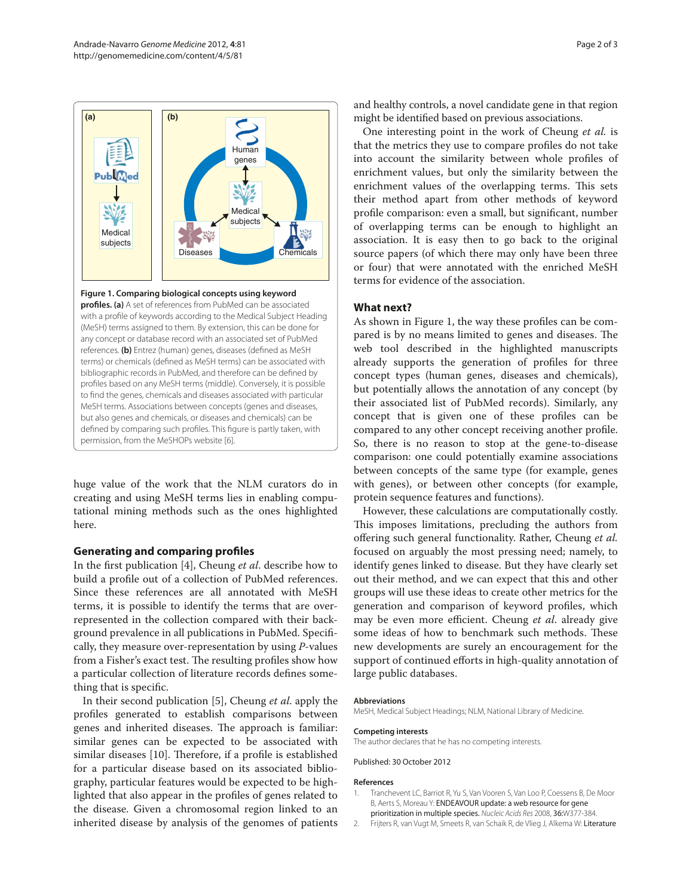(a)

PubMed

Medical subjects

(b)

Human genes

Medical subjects

Diseases

Chemicals

**Figure 1. Comparing biological concepts using keyword profiles. (a)** A set of references from PubMed can be associated with a profile of keywords according to the Medical Subject Heading (MeSH) terms assigned to them. By extension, this can be done for any concept or database record with an associated set of PubMed references. **(b)** Entrez (human) genes, diseases (defined as MeSH terms) or chemicals (defined as MeSH terms) can be associated with bibliographic records in PubMed, and therefore can be defined by profiles based on any MeSH terms (middle). Conversely, it is possible to find the genes, chemicals and diseases associated with particular MeSH terms. Associations between concepts (genes and diseases, but also genes and chemicals, or diseases and chemicals) can be defined by comparing such profiles. This figure is partly taken, with permission, from the MeSHOPs website [6].

huge value of the work that the NLM curators do in creating and using MeSH terms lies in enabling computational mining methods such as the ones highlighted here.

## Generating and comparing profiles

In the first publication [4], Cheung *et al*. describe how to build a profile out of a collection of PubMed references. Since these references are all annotated with MeSH terms, it is possible to identify the terms that are over-represented in the collection compared with their background prevalence in all publications in PubMed. Specifically, they measure over-representation by using *P*-values from a Fisher's exact test. The resulting profiles show how a particular collection of literature records defines something that is specific.

In their second publication [5], Cheung *et al*. apply the profiles generated to establish comparisons between genes and inherited diseases. The approach is familiar: similar genes can be expected to be associated with similar diseases [10]. Therefore, if a profile is established for a particular disease based on its associated bibliography, particular features would be expected to be highlighted that also appear in the profiles of genes related to the disease. Given a chromosomal region linked to an inherited disease by analysis of the genomes of patients and healthy controls, a novel candidate gene in that region might be identified based on previous associations.

One interesting point in the work of Cheung *et al.* is that the metrics they use to compare profiles do not take into account the similarity between whole profiles of enrichment values, but only the similarity between the enrichment values of the overlapping terms. This sets their method apart from other methods of keyword profile comparison: even a small, but significant, number of overlapping terms can be enough to highlight an association. It is easy then to go back to the original source papers (of which there may only have been three or four) that were annotated with the enriched MeSH terms for evidence of the association.

## What next?

As shown in Figure 1, the way these profiles can be compared is by no means limited to genes and diseases. The web tool described in the highlighted manuscripts already supports the generation of profiles for three concept types (human genes, diseases and chemicals), but potentially allows the annotation of any concept (by their associated list of PubMed records). Similarly, any concept that is given one of these profiles can be compared to any other concept receiving another profile. So, there is no reason to stop at the gene-to-disease comparison: one could potentially examine associations between concepts of the same type (for example, genes with genes), or between other concepts (for example, protein sequence features and functions).

However, these calculations are computationally costly. This imposes limitations, precluding the authors from offering such general functionality. Rather, Cheung *et al.* focused on arguably the most pressing need; namely, to identify genes linked to disease. But they have clearly set out their method, and we can expect that this and other groups will use these ideas to create other metrics for the generation and comparison of keyword profiles, which may be even more efficient. Cheung *et al*. already give some ideas of how to benchmark such methods. These new developments are surely an encouragement for the support of continued efforts in high-quality annotation of large public databases.

#### Abbreviations

MeSH, Medical Subject Headings; NLM, National Library of Medicine.

#### Competing interests

The author declares that he has no competing interests.

Published: 30 October 2012

#### References

1. Tranchevent LC, Barriot R, Yu S, Van Vooren S, Van Loo P, Coessens B, De Moor B, Aerts S, Moreau Y: **ENDEAVOUR update: a web resource for gene prioritization in multiple species.** *Nucleic Acids Res* 2008, **36:**W377-384.
2. Frijters R, van Vugt M, Smeets R, van Schaik R, de Vlieg J, Alkema W: **Literature**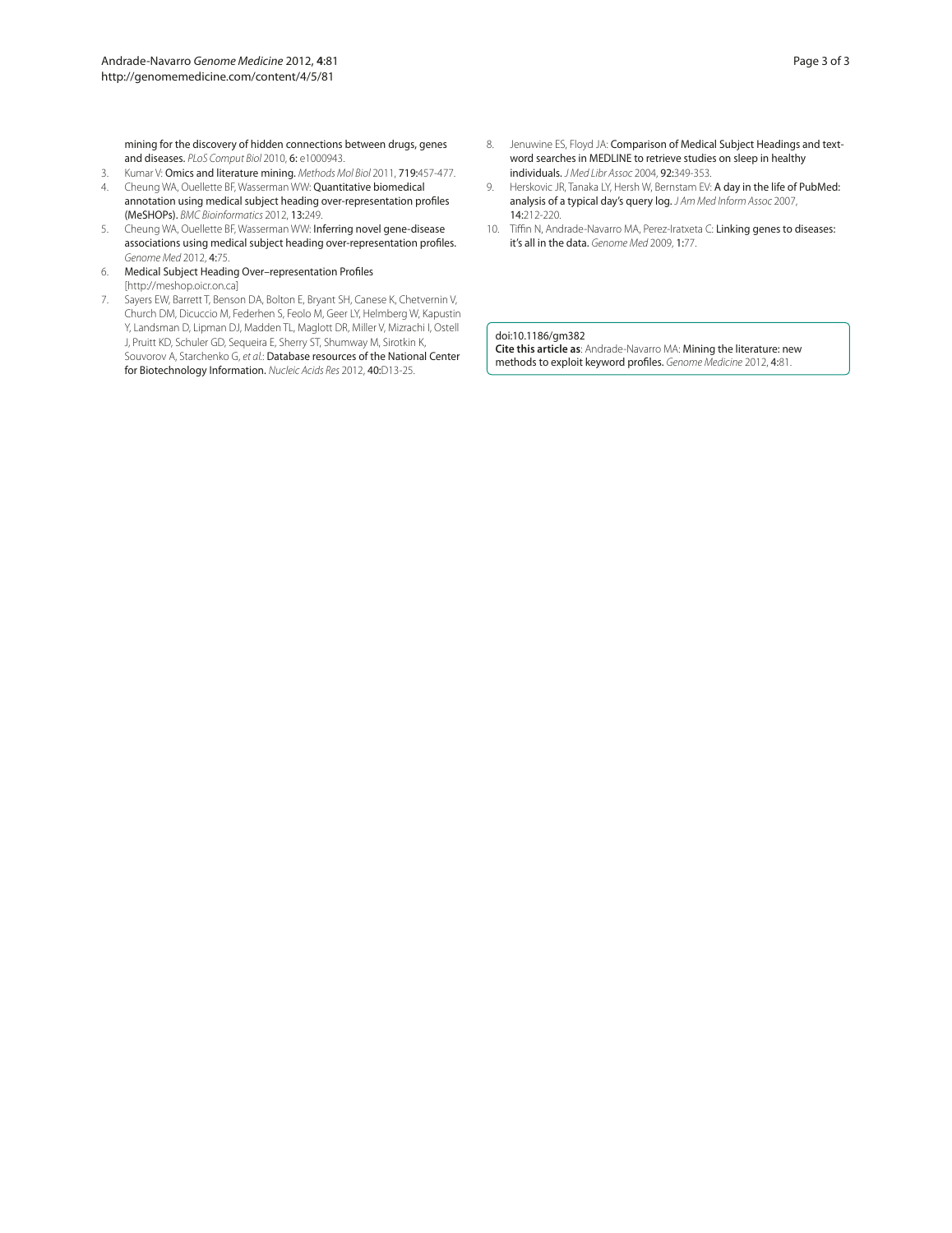mining for the discovery of hidden connections between drugs, genes and diseases. *PLoS Comput Biol* 2010, **6**: e1000943.

3. Kumar V: **Omics and literature mining.** *Methods Mol Biol* 2011, **719:**457-477.
4. Cheung WA, Ouellette BF, Wasserman WW: **Quantitative biomedical annotation using medical subject heading over-representation profiles (MeSHOPs).** *BMC Bioinformatics* 2012, **13:**249.
5. Cheung WA, Ouellette BF, Wasserman WW: **Inferring novel gene-disease associations using medical subject heading over-representation profiles.** *Genome Med* 2012, **4:**75.
6. **Medical Subject Heading Over–representation Profiles** [http://meshop.oicr.on.ca]
7. Sayers EW, Barrett T, Benson DA, Bolton E, Bryant SH, Canese K, Chetvernin V, Church DM, Dicuccio M, Federhen S, Feolo M, Geer LY, Helmberg W, Kapustin Y, Landsman D, Lipman DJ, Madden TL, Maglott DR, Miller V, Mizrachi I, Ostell J, Pruitt KD, Schuler GD, Sequeira E, Sherry ST, Shumway M, Sirotkin K, Souvorov A, Starchenko G, *et al.*: **Database resources of the National Center for Biotechnology Information.** *Nucleic Acids Res* 2012, **40:**D13-25.
8. Jenuwine ES, Floyd JA: **Comparison of Medical Subject Headings and text-word searches in MEDLINE to retrieve studies on sleep in healthy individuals.** *J Med Libr Assoc* 2004, **92:**349-353.
9. Herskovic JR, Tanaka LY, Hersh W, Bernstam EV: **A day in the life of PubMed: analysis of a typical day's query log.** *J Am Med Inform Assoc* 2007, **14:**212-220.
10. Tiffin N, Andrade-Navarro MA, Perez-Iratxeta C: **Linking genes to diseases: it's all in the data.** *Genome Med* 2009, **1:**77.

doi:10.1186/gm382
**Cite this article as**: Andrade-Navarro MA: **Mining the literature: new methods to exploit keyword profiles.** *Genome Medicine* 2012, **4:**81.